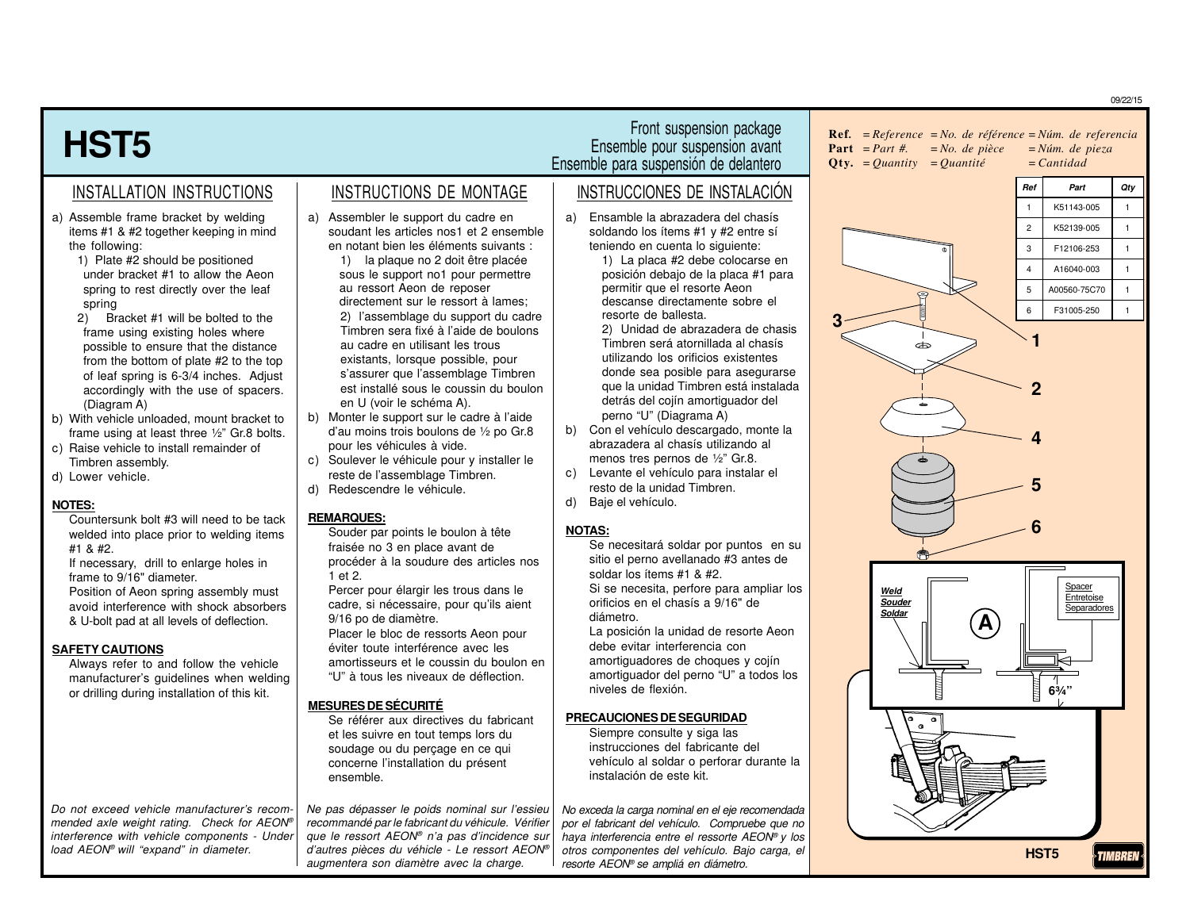09/22/15

# HST5

Front suspension package
Ensemble pour suspension avant
Ensemble para suspensión de delantero

## INSTALLATION INSTRUCTIONS

a) Assemble frame bracket by welding items #1 & #2 together keeping in mind the following:
   1) Plate #2 should be positioned under bracket #1 to allow the Aeon spring to rest directly over the leaf spring
   2) Bracket #1 will be bolted to the frame using existing holes where possible to ensure that the distance from the bottom of plate #2 to the top of leaf spring is 6-3/4 inches. Adjust accordingly with the use of spacers. (Diagram A)
b) With vehicle unloaded, mount bracket to frame using at least three ½" Gr.8 bolts.
c) Raise vehicle to install remainder of Timbren assembly.
d) Lower vehicle.

**NOTES:**

Countersunk bolt #3 will need to be tack welded into place prior to welding items #1 & #2.

If necessary, drill to enlarge holes in frame to 9/16" diameter.

Position of Aeon spring assembly must avoid interference with shock absorbers & U-bolt pad at all levels of deflection.

**SAFETY CAUTIONS**

Always refer to and follow the vehicle manufacturer's guidelines when welding or drilling during installation of this kit.

*Do not exceed vehicle manufacturer's recommended axle weight rating. Check for AEON® interference with vehicle components - Under load AEON® will "expand" in diameter.*

## INSTRUCTIONS DE MONTAGE

a) Assembler le support du cadre en soudant les articles nos1 et 2 ensemble en notant bien les éléments suivants :
   1) la plaque no 2 doit être placée sous le support no1 pour permettre au ressort Aeon de reposer directement sur le ressort à lames;
   2) l'assemblage du support du cadre Timbren sera fixé à l'aide de boulons au cadre en utilisant les trous existants, lorsque possible, pour s'assurer que l'assemblage Timbren est installé sous le coussin du boulon en U (voir le schéma A).
b) Monter le support sur le cadre à l'aide d'au moins trois boulons de ½ po Gr.8 pour les véhicules à vide.
c) Soulever le véhicule pour y installer le reste de l'assemblage Timbren.
d) Redescendre le véhicule.

**REMARQUES:**

Souder par points le boulon à tête fraisée no 3 en place avant de procéder à la soudure des articles nos 1 et 2.

Percer pour élargir les trous dans le cadre, si nécessaire, pour qu'ils aient 9/16 po de diamètre.

Placer le bloc de ressorts Aeon pour éviter toute interférence avec les amortisseurs et le coussin du boulon en "U" à tous les niveaux de déflection.

**MESURES DE SÉCURITÉ**

Se référer aux directives du fabricant et les suivre en tout temps lors du soudage ou du perçage en ce qui concerne l'installation du présent ensemble.

*Ne pas dépasser le poids nominal sur l'essieu recommandé par le fabricant du véhicule. Vérifier que le ressort AEON® n'a pas d'incidence sur d'autres pièces du véhicule - Le ressort AEON® augmentera son diamètre avec la charge.*

## INSTRUCCIONES DE INSTALACIÓN

a) Ensamble la abrazadera del chasís soldando los ítems #1 y #2 entre sí teniendo en cuenta lo siguiente:
   1) La placa #2 debe colocarse en posición debajo de la placa #1 para permitir que el resorte Aeon descanse directamente sobre el resorte de ballesta.
   2) Unidad de abrazadera de chasis Timbren será atornillada al chasís utilizando los orificios existentes donde sea posible para asegurarse que la unidad Timbren está instalada detrás del cojín amortiguador del perno "U" (Diagrama A)
b) Con el vehículo descargado, monte la abrazadera al chasís utilizando al menos tres pernos de ½" Gr.8.
c) Levante el vehículo para instalar el resto de la unidad Timbren.
d) Baje el vehículo.

**NOTAS:**

Se necesitará soldar por puntos en su sitio el perno avellanado #3 antes de soldar los ítems #1 & #2.

Si se necesita, perfore para ampliar los orificios en el chasís a 9/16" de diámetro.

La posición la unidad de resorte Aeon debe evitar interferencia con amortiguadores de choques y cojín amortiguador del perno "U" a todos los niveles de flexión.

**PRECAUCIONES DE SEGURIDAD**

Siempre consulte y siga las instrucciones del fabricante del vehículo al soldar o perforar durante la instalación de este kit.

*No exceda la carga nominal en el eje recomendada por el fabricant del vehículo. Compruebe que no haya interferencia entre el ressorte AEON® y los otros componentes del vehículo. Bajo carga, el resorte AEON® se ampliá en diámetro.*

**Ref.** = *Reference* = *No. de référence* = *Núm. de referencia*
**Part** = *Part #.* = *No. de pièce* = *Núm. de pieza*
**Qty.** = *Quantity* = *Quantité* = *Cantidad*

| Ref | Part | Qty |
|---|---|---|
| 1 | K51143-005 | 1 |
| 2 | K52139-005 | 1 |
| 3 | F12106-253 | 1 |
| 4 | A16040-003 | 1 |
| 5 | A00560-75C70 | 1 |
| 6 | F31005-250 | 1 |

3
1
2
4
5
6

A

Weld
Souder
Soldar

Spacer
Entretoise
Separadores

6¾"

HST5

TIMBREN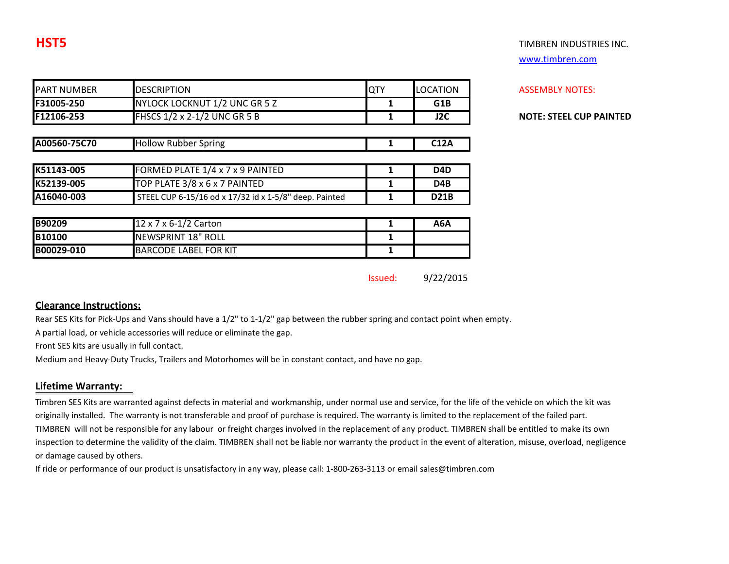# HST5

TIMBREN INDUSTRIES INC.
www.timbren.com

| PART NUMBER | DESCRIPTION | QTY | LOCATION |
|---|---|---|---|
| **F31005-250** | NYLOCK LOCKNUT 1/2 UNC GR 5 Z | **1** | **G1B** |
| **F12106-253** | FHSCS 1/2 x 2-1/2 UNC GR 5 B | **1** | **J2C** |
| | | | |
| **A00560-75C70** | Hollow Rubber Spring | **1** | **C12A** |
| | | | |
| **K51143-005** | FORMED PLATE 1/4 x 7 x 9 PAINTED | **1** | **D4D** |
| **K52139-005** | TOP PLATE 3/8 x 6 x 7 PAINTED | **1** | **D4B** |
| **A16040-003** | STEEL CUP 6-15/16 od x 17/32 id x 1-5/8" deep. Painted | **1** | **D21B** |
| | | | |
| **B90209** | 12 x 7 x 6-1/2 Carton | **1** | **A6A** |
| **B10100** | NEWSPRINT 18" ROLL | **1** | |
| **B00029-010** | BARCODE LABEL FOR KIT | **1** | |

Issued: 9/22/2015

ASSEMBLY NOTES:

**NOTE: STEEL CUP PAINTED**

## Clearance Instructions:

Rear SES Kits for Pick-Ups and Vans should have a 1/2" to 1-1/2" gap between the rubber spring and contact point when empty.

A partial load, or vehicle accessories will reduce or eliminate the gap.

Front SES kits are usually in full contact.

Medium and Heavy-Duty Trucks, Trailers and Motorhomes will be in constant contact, and have no gap.

## Lifetime Warranty:

Timbren SES Kits are warranted against defects in material and workmanship, under normal use and service, for the life of the vehicle on which the kit was originally installed. The warranty is not transferable and proof of purchase is required. The warranty is limited to the replacement of the failed part. TIMBREN will not be responsible for any labour or freight charges involved in the replacement of any product. TIMBREN shall be entitled to make its own inspection to determine the validity of the claim. TIMBREN shall not be liable nor warranty the product in the event of alteration, misuse, overload, negligence or damage caused by others.

If ride or performance of our product is unsatisfactory in any way, please call: 1-800-263-3113 or email sales@timbren.com